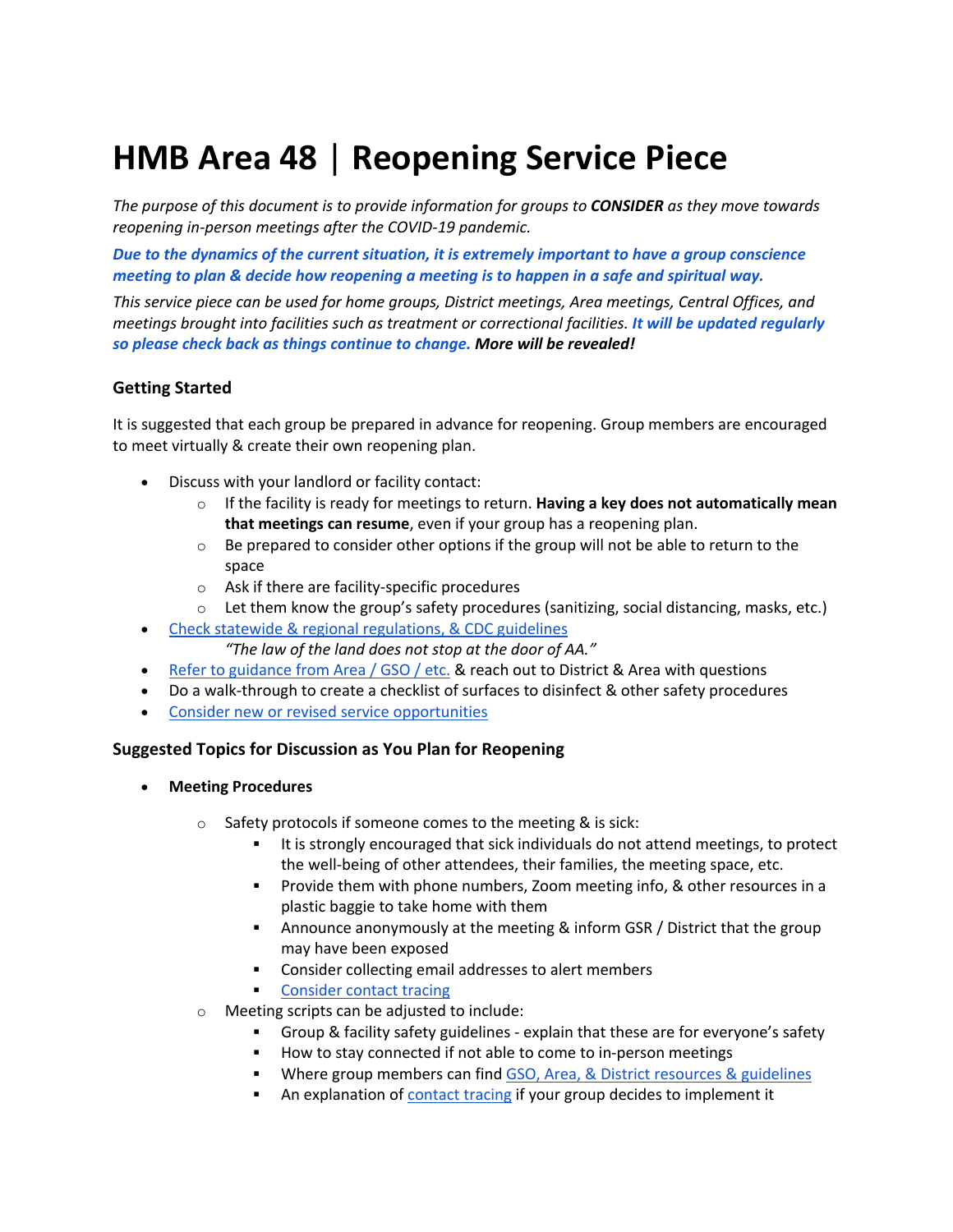# HMB Area 48 | Reopening Service Piece

*The purpose of this document is to provide information for groups to **CONSIDER** as they move towards reopening in-person meetings after the COVID-19 pandemic.*

***Due to the dynamics of the current situation, it is extremely important to have a group conscience meeting to plan & decide how reopening a meeting is to happen in a safe and spiritual way.***

*This service piece can be used for home groups, District meetings, Area meetings, Central Offices, and meetings brought into facilities such as treatment or correctional facilities. **It will be updated regularly so please check back as things continue to change. More will be revealed!***

### Getting Started

It is suggested that each group be prepared in advance for reopening. Group members are encouraged to meet virtually & create their own reopening plan.

- Discuss with your landlord or facility contact:
  - If the facility is ready for meetings to return. **Having a key does not automatically mean that meetings can resume**, even if your group has a reopening plan.
  - Be prepared to consider other options if the group will not be able to return to the space
  - Ask if there are facility-specific procedures
  - Let them know the group's safety procedures (sanitizing, social distancing, masks, etc.)
- Check statewide & regional regulations, & CDC guidelines

  *"The law of the land does not stop at the door of AA."*
- Refer to guidance from Area / GSO / etc. & reach out to District & Area with questions
- Do a walk-through to create a checklist of surfaces to disinfect & other safety procedures
- Consider new or revised service opportunities

### Suggested Topics for Discussion as You Plan for Reopening

- **Meeting Procedures**
  - Safety protocols if someone comes to the meeting & is sick:
    - It is strongly encouraged that sick individuals do not attend meetings, to protect the well-being of other attendees, their families, the meeting space, etc.
    - Provide them with phone numbers, Zoom meeting info, & other resources in a plastic baggie to take home with them
    - Announce anonymously at the meeting & inform GSR / District that the group may have been exposed
    - Consider collecting email addresses to alert members
    - Consider contact tracing
  - Meeting scripts can be adjusted to include:
    - Group & facility safety guidelines - explain that these are for everyone's safety
    - How to stay connected if not able to come to in-person meetings
    - Where group members can find GSO, Area, & District resources & guidelines
    - An explanation of contact tracing if your group decides to implement it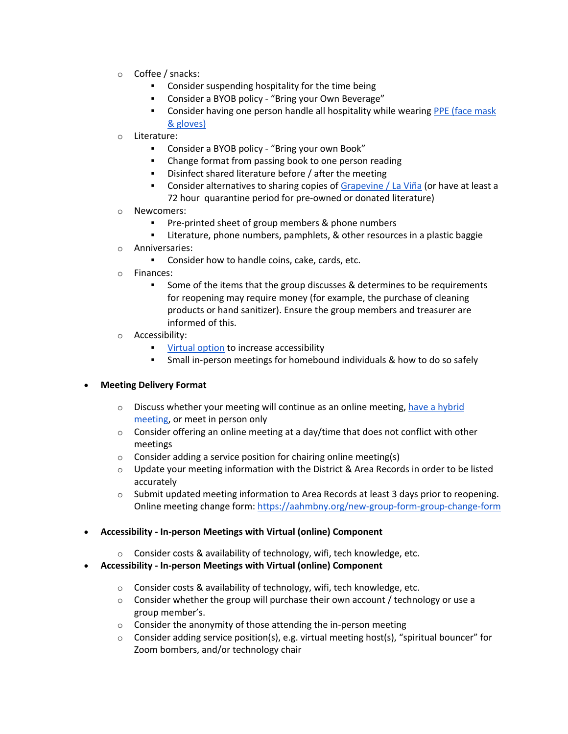- Coffee / snacks:
    - Consider suspending hospitality for the time being
    - Consider a BYOB policy - "Bring your Own Beverage"
    - Consider having one person handle all hospitality while wearing PPE (face mask & gloves)
- Literature:
    - Consider a BYOB policy - "Bring your own Book"
    - Change format from passing book to one person reading
    - Disinfect shared literature before / after the meeting
    - Consider alternatives to sharing copies of Grapevine / La Viña (or have at least a 72 hour quarantine period for pre-owned or donated literature)
- Newcomers:
    - Pre-printed sheet of group members & phone numbers
    - Literature, phone numbers, pamphlets, & other resources in a plastic baggie
- Anniversaries:
    - Consider how to handle coins, cake, cards, etc.
- Finances:
    - Some of the items that the group discusses & determines to be requirements for reopening may require money (for example, the purchase of cleaning products or hand sanitizer). Ensure the group members and treasurer are informed of this.
- Accessibility:
    - Virtual option to increase accessibility
    - Small in-person meetings for homebound individuals & how to do so safely

- **Meeting Delivery Format**
    - Discuss whether your meeting will continue as an online meeting, have a hybrid meeting, or meet in person only
    - Consider offering an online meeting at a day/time that does not conflict with other meetings
    - Consider adding a service position for chairing online meeting(s)
    - Update your meeting information with the District & Area Records in order to be listed accurately
    - Submit updated meeting information to Area Records at least 3 days prior to reopening. Online meeting change form: https://aahmbny.org/new-group-form-group-change-form

- **Accessibility - In-person Meetings with Virtual (online) Component**
    - Consider costs & availability of technology, wifi, tech knowledge, etc.
- **Accessibility - In-person Meetings with Virtual (online) Component**
    - Consider costs & availability of technology, wifi, tech knowledge, etc.
    - Consider whether the group will purchase their own account / technology or use a group member's.
    - Consider the anonymity of those attending the in-person meeting
    - Consider adding service position(s), e.g. virtual meeting host(s), "spiritual bouncer" for Zoom bombers, and/or technology chair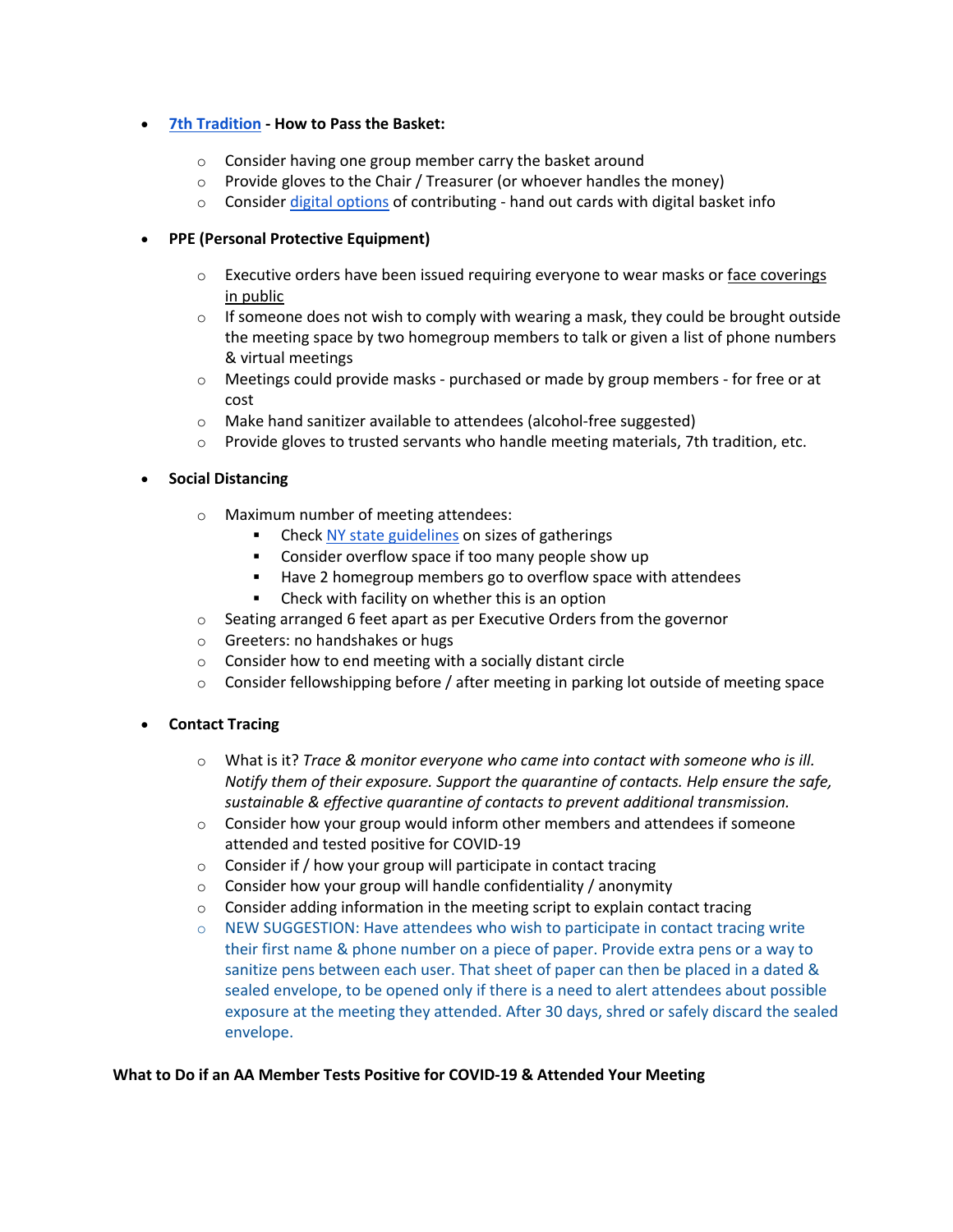- **7th Tradition - How to Pass the Basket:**
    - Consider having one group member carry the basket around
    - Provide gloves to the Chair / Treasurer (or whoever handles the money)
    - Consider digital options of contributing - hand out cards with digital basket info

- **PPE (Personal Protective Equipment)**
    - Executive orders have been issued requiring everyone to wear masks or face coverings in public
    - If someone does not wish to comply with wearing a mask, they could be brought outside the meeting space by two homegroup members to talk or given a list of phone numbers & virtual meetings
    - Meetings could provide masks - purchased or made by group members - for free or at cost
    - Make hand sanitizer available to attendees (alcohol-free suggested)
    - Provide gloves to trusted servants who handle meeting materials, 7th tradition, etc.

- **Social Distancing**
    - Maximum number of meeting attendees:
        - Check NY state guidelines on sizes of gatherings
        - Consider overflow space if too many people show up
        - Have 2 homegroup members go to overflow space with attendees
        - Check with facility on whether this is an option
    - Seating arranged 6 feet apart as per Executive Orders from the governor
    - Greeters: no handshakes or hugs
    - Consider how to end meeting with a socially distant circle
    - Consider fellowshipping before / after meeting in parking lot outside of meeting space

- **Contact Tracing**
    - What is it? *Trace & monitor everyone who came into contact with someone who is ill. Notify them of their exposure. Support the quarantine of contacts. Help ensure the safe, sustainable & effective quarantine of contacts to prevent additional transmission.*
    - Consider how your group would inform other members and attendees if someone attended and tested positive for COVID-19
    - Consider if / how your group will participate in contact tracing
    - Consider how your group will handle confidentiality / anonymity
    - Consider adding information in the meeting script to explain contact tracing
    - NEW SUGGESTION: Have attendees who wish to participate in contact tracing write their first name & phone number on a piece of paper. Provide extra pens or a way to sanitize pens between each user. That sheet of paper can then be placed in a dated & sealed envelope, to be opened only if there is a need to alert attendees about possible exposure at the meeting they attended. After 30 days, shred or safely discard the sealed envelope.

**What to Do if an AA Member Tests Positive for COVID-19 & Attended Your Meeting**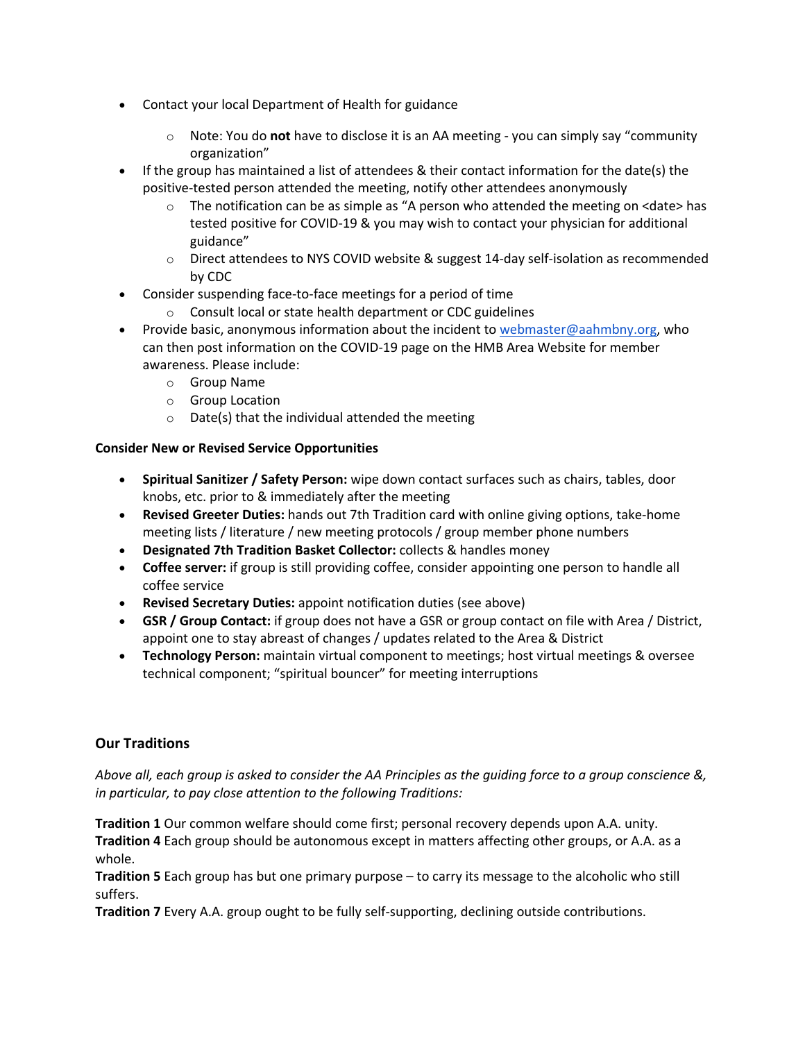- Contact your local Department of Health for guidance
    - Note: You do **not** have to disclose it is an AA meeting - you can simply say "community organization"
- If the group has maintained a list of attendees & their contact information for the date(s) the positive-tested person attended the meeting, notify other attendees anonymously
    - The notification can be as simple as "A person who attended the meeting on <date> has tested positive for COVID-19 & you may wish to contact your physician for additional guidance"
    - Direct attendees to NYS COVID website & suggest 14-day self-isolation as recommended by CDC
- Consider suspending face-to-face meetings for a period of time
    - Consult local or state health department or CDC guidelines
- Provide basic, anonymous information about the incident to webmaster@aahmbny.org, who can then post information on the COVID-19 page on the HMB Area Website for member awareness. Please include:
    - Group Name
    - Group Location
    - Date(s) that the individual attended the meeting

**Consider New or Revised Service Opportunities**

- **Spiritual Sanitizer / Safety Person:** wipe down contact surfaces such as chairs, tables, door knobs, etc. prior to & immediately after the meeting
- **Revised Greeter Duties:** hands out 7th Tradition card with online giving options, take-home meeting lists / literature / new meeting protocols / group member phone numbers
- **Designated 7th Tradition Basket Collector:** collects & handles money
- **Coffee server:** if group is still providing coffee, consider appointing one person to handle all coffee service
- **Revised Secretary Duties:** appoint notification duties (see above)
- **GSR / Group Contact:** if group does not have a GSR or group contact on file with Area / District, appoint one to stay abreast of changes / updates related to the Area & District
- **Technology Person:** maintain virtual component to meetings; host virtual meetings & oversee technical component; "spiritual bouncer" for meeting interruptions

## Our Traditions

*Above all, each group is asked to consider the AA Principles as the guiding force to a group conscience &, in particular, to pay close attention to the following Traditions:*

**Tradition 1** Our common welfare should come first; personal recovery depends upon A.A. unity.
**Tradition 4** Each group should be autonomous except in matters affecting other groups, or A.A. as a whole.
**Tradition 5** Each group has but one primary purpose – to carry its message to the alcoholic who still suffers.
**Tradition 7** Every A.A. group ought to be fully self-supporting, declining outside contributions.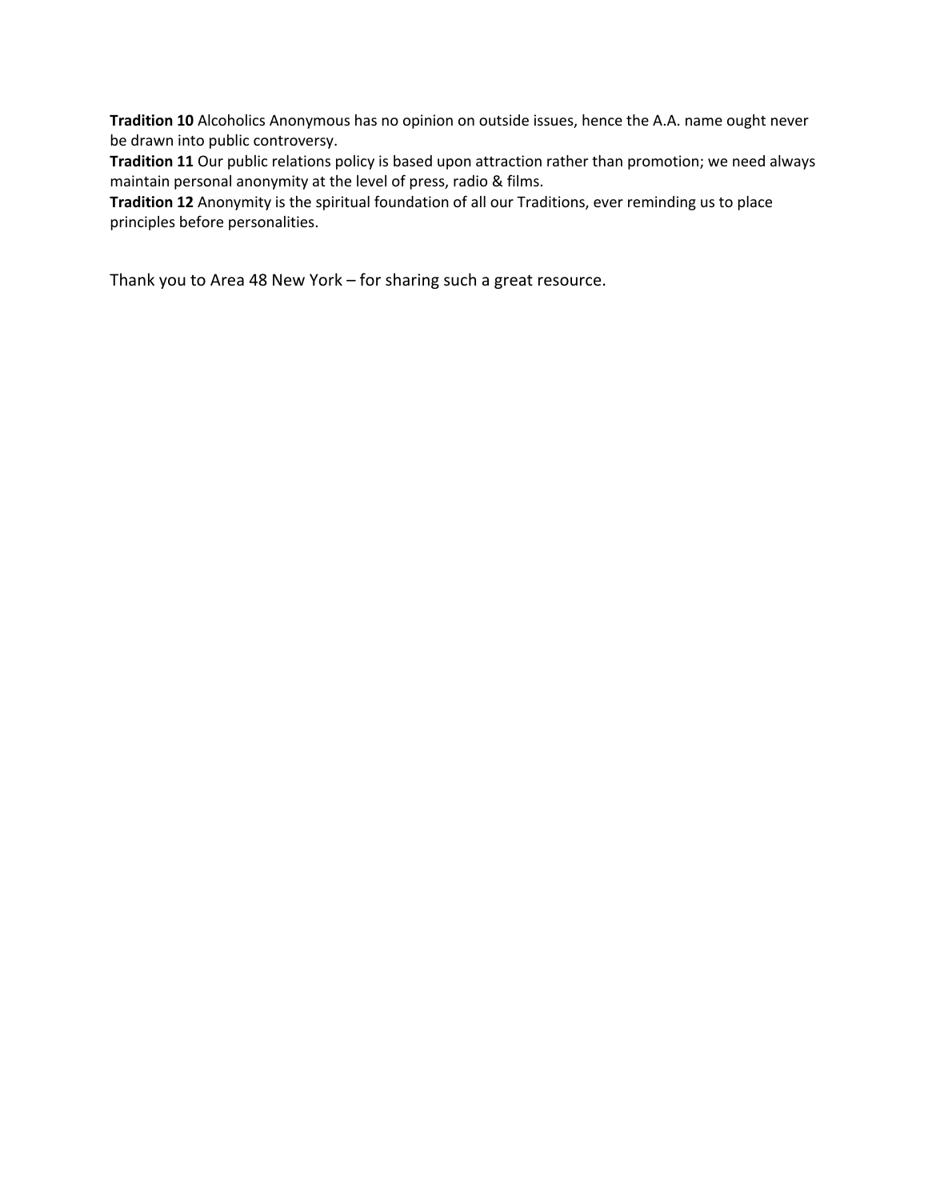**Tradition 10** Alcoholics Anonymous has no opinion on outside issues, hence the A.A. name ought never be drawn into public controversy.
**Tradition 11** Our public relations policy is based upon attraction rather than promotion; we need always maintain personal anonymity at the level of press, radio & films.
**Tradition 12** Anonymity is the spiritual foundation of all our Traditions, ever reminding us to place principles before personalities.

Thank you to Area 48 New York – for sharing such a great resource.